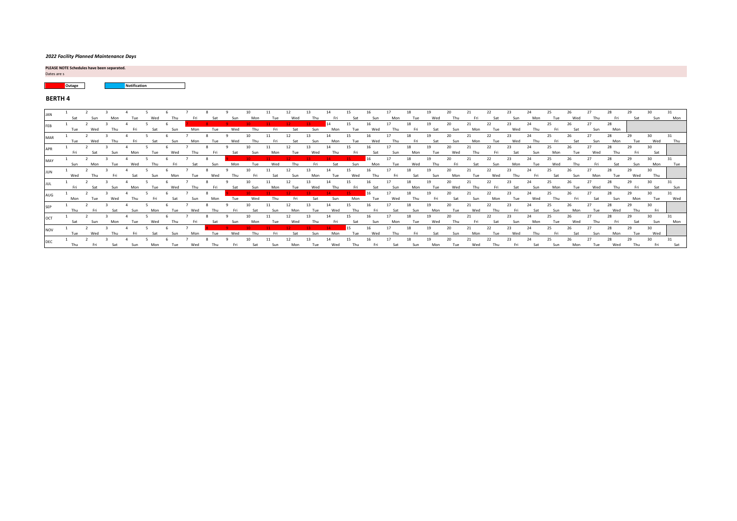*2022 Facility Planned Maintenance Days*

**PLEASE NOTE Schedules have been separated.**
Dates are s

**Outage** **Notification**

## BERTH 4

| | 1 | 2 | 3 | 4 | 5 | 6 | 7 | 8 | 9 | 10 | 11 | 12 | 13 | 14 | 15 | 16 | 17 | 18 | 19 | 20 | 21 | 22 | 23 | 24 | 25 | 26 | 27 | 28 | 29 | 30 | 31 |
|---|---|---|---|---|---|---|---|---|---|---|---|---|---|---|---|---|---|---|---|---|---|---|---|---|---|---|---|---|---|---|---|
| JAN | Sat | Sun | Mon | Tue | Wed | Thu | Fri | Sat | Sun | Mon | Tue | Wed | Thu | Fri | Sat | Sun | Mon | Tue | Wed | Thu | Fri | Sat | Sun | Mon | Tue | Wed | Thu | Fri | Sat | Sun | Mon |
| FEB | Tue | Wed | Thu | Fri | Sat | Sun | Mon | Tue | Wed | Thu | Fri | Sat | Sun | Mon | Tue | Wed | Thu | Fri | Sat | Sun | Mon | Tue | Wed | Thu | Fri | Sat | Sun | Mon | | | |
| MAR | Tue | Wed | Thu | Fri | Sat | Sun | Mon | Tue | Wed | Thu | Fri | Sat | Sun | Mon | Tue | Wed | Thu | Fri | Sat | Sun | Mon | Tue | Wed | Thu | Fri | Sat | Sun | Mon | Tue | Wed | Thu |
| APR | Fri | Sat | Sun | Mon | Tue | Wed | Thu | Fri | Sat | Sun | Mon | Tue | Wed | Thu | Fri | Sat | Sun | Mon | Tue | Wed | Thu | Fri | Sat | Sun | Mon | Tue | Wed | Thu | Fri | Sat | |
| MAY | Sun | Mon | Tue | Wed | Thu | Fri | Sat | Sun | Mon | Tue | Wed | Thu | Fri | Sat | Sun | Mon | Tue | Wed | Thu | Fri | Sat | Sun | Mon | Tue | Wed | Thu | Fri | Sat | Sun | Mon | Tue |
| JUN | Wed | Thu | Fri | Sat | Sun | Mon | Tue | Wed | Thu | Fri | Sat | Sun | Mon | Tue | Wed | Thu | Fri | Sat | Sun | Mon | Tue | Wed | Thu | Fri | Sat | Sun | Mon | Tue | Wed | Thu | |
| JUL | Fri | Sat | Sun | Mon | Tue | Wed | Thu | Fri | Sat | Sun | Mon | Tue | Wed | Thu | Fri | Sat | Sun | Mon | Tue | Wed | Thu | Fri | Sat | Sun | Mon | Tue | Wed | Thu | Fri | Sat | Sun |
| AUG | Mon | Tue | Wed | Thu | Fri | Sat | Sun | Mon | Tue | Wed | Thu | Fri | Sat | Sun | Mon | Tue | Wed | Thu | Fri | Sat | Sun | Mon | Tue | Wed | Thu | Fri | Sat | Sun | Mon | Tue | Wed |
| SEP | Thu | Fri | Sat | Sun | Mon | Tue | Wed | Thu | Fri | Sat | Sun | Mon | Tue | Wed | Thu | Fri | Sat | Sun | Mon | Tue | Wed | Thu | Fri | Sat | Sun | Mon | Tue | Wed | Thu | Fri | |
| OCT | Sat | Sun | Mon | Tue | Wed | Thu | Fri | Sat | Sun | Mon | Tue | Wed | Thu | Fri | Sat | Sun | Mon | Tue | Wed | Thu | Fri | Sat | Sun | Mon | Tue | Wed | Thu | Fri | Sat | Sun | Mon |
| NOV | Tue | Wed | Thu | Fri | Sat | Sun | Mon | Tue | Wed | Thu | Fri | Sat | Sun | Mon | Tue | Wed | Thu | Fri | Sat | Sun | Mon | Tue | Wed | Thu | Fri | Sat | Sun | Mon | Tue | Wed | |
| DEC | Thu | Fri | Sat | Sun | Mon | Tue | Wed | Thu | Fri | Sat | Sun | Mon | Tue | Wed | Thu | Fri | Sat | Sun | Mon | Tue | Wed | Thu | Fri | Sat | Sun | Mon | Tue | Wed | Thu | Fri | Sat |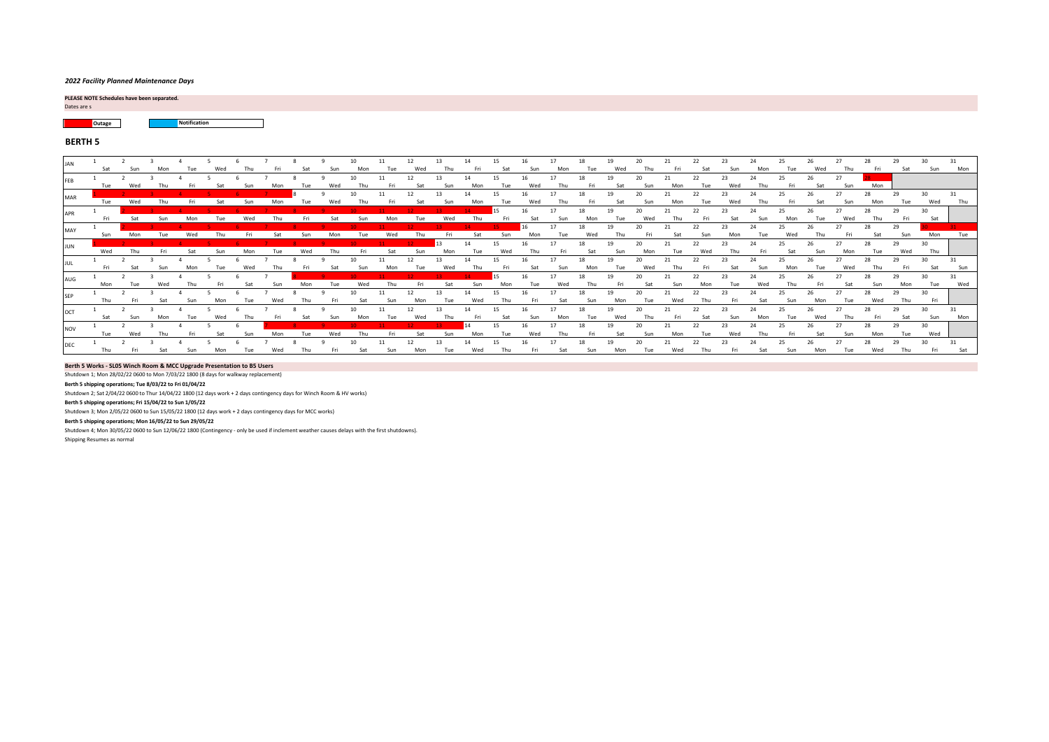*2022 Facility Planned Maintenance Days*

**PLEASE NOTE Schedules have been separated.**

Dates are s

**Outage** | **Notification**

## BERTH 5

| | 1 | 2 | 3 | 4 | 5 | 6 | 7 | 8 | 9 | 10 | 11 | 12 | 13 | 14 | 15 | 16 | 17 | 18 | 19 | 20 | 21 | 22 | 23 | 24 | 25 | 26 | 27 | 28 | 29 | 30 | 31 |
|---|---|---|---|---|---|---|---|---|---|---|---|---|---|---|---|---|---|---|---|---|---|---|---|---|---|---|---|---|---|---|---|
| JAN | Sat | Sun | Mon | Tue | Wed | Thu | Fri | Sat | Sun | Mon | Tue | Wed | Thu | Fri | Sat | Sun | Mon | Tue | Wed | Thu | Fri | Sat | Sun | Mon | Tue | Wed | Thu | Fri | Sat | Sun | Mon |
| FEB | Tue | Wed | Thu | Fri | Sat | Sun | Mon | Tue | Wed | Thu | Fri | Sat | Sun | Mon | Tue | Wed | Thu | Fri | Sat | Sun | Mon | Tue | Wed | Thu | Fri | Sat | Sun | Mon | | | |
| MAR | Tue | Wed | Thu | Fri | Sat | Sun | Mon | Tue | Wed | Thu | Fri | Sat | Sun | Mon | Tue | Wed | Thu | Fri | Sat | Sun | Mon | Tue | Wed | Thu | Fri | Sat | Sun | Mon | Tue | Wed | Thu |
| APR | Fri | Sat | Sun | Mon | Tue | Wed | Thu | Fri | Sat | Sun | Mon | Tue | Wed | Thu | Fri | Sat | Sun | Mon | Tue | Wed | Thu | Fri | Sat | Sun | Mon | Tue | Wed | Thu | Fri | Sat | |
| MAY | Sun | Mon | Tue | Wed | Thu | Fri | Sat | Sun | Mon | Tue | Wed | Thu | Fri | Sat | Sun | Mon | Tue | Wed | Thu | Fri | Sat | Sun | Mon | Tue | Wed | Thu | Fri | Sat | Sun | Mon | Tue |
| JUN | Wed | Thu | Fri | Sat | Sun | Mon | Tue | Wed | Thu | Fri | Sat | Sun | Mon | Tue | Wed | Thu | Fri | Sat | Sun | Mon | Tue | Wed | Thu | Fri | Sat | Sun | Mon | Tue | Wed | Thu | |
| JUL | Fri | Sat | Sun | Mon | Tue | Wed | Thu | Fri | Sat | Sun | Mon | Tue | Wed | Thu | Fri | Sat | Sun | Mon | Tue | Wed | Thu | Fri | Sat | Sun | Mon | Tue | Wed | Thu | Fri | Sat | Sun |
| AUG | Mon | Tue | Wed | Thu | Fri | Sat | Sun | Mon | Tue | Wed | Thu | Fri | Sat | Sun | Mon | Tue | Wed | Thu | Fri | Sat | Sun | Mon | Tue | Wed | Thu | Fri | Sat | Sun | Mon | Tue | Wed |
| SEP | Thu | Fri | Sat | Sun | Mon | Tue | Wed | Thu | Fri | Sat | Sun | Mon | Tue | Wed | Thu | Fri | Sat | Sun | Mon | Tue | Wed | Thu | Fri | Sat | Sun | Mon | Tue | Wed | Thu | Fri | |
| OCT | Sat | Sun | Mon | Tue | Wed | Thu | Fri | Sat | Sun | Mon | Tue | Wed | Thu | Fri | Sat | Sun | Mon | Tue | Wed | Thu | Fri | Sat | Sun | Mon | Tue | Wed | Thu | Fri | Sat | Sun | Mon |
| NOV | Tue | Wed | Thu | Fri | Sat | Sun | Mon | Tue | Wed | Thu | Fri | Sat | Sun | Mon | Tue | Wed | Thu | Fri | Sat | Sun | Mon | Tue | Wed | Thu | Fri | Sat | Sun | Mon | Tue | Wed | |
| DEC | Thu | Fri | Sat | Sun | Mon | Tue | Wed | Thu | Fri | Sat | Sun | Mon | Tue | Wed | Thu | Fri | Sat | Sun | Mon | Tue | Wed | Thu | Fri | Sat | Sun | Mon | Tue | Wed | Thu | Fri | Sat |

**Berth 5 Works - SL05 Winch Room & MCC Upgrade Presentation to B5 Users**

Shutdown 1; Mon 28/02/22 0600 to Mon 7/03/22 1800 (8 days for walkway replacement)

**Berth 5 shipping operations; Tue 8/03/22 to Fri 01/04/22**

Shutdown 2; Sat 2/04/22 0600 to Thur 14/04/22 1800 (12 days work + 2 days contingency days for Winch Room & HV works)

**Berth 5 shipping operations; Fri 15/04/22 to Sun 1/05/22**

Shutdown 3; Mon 2/05/22 0600 to Sun 15/05/22 1800 (12 days work + 2 days contingency days for MCC works)

**Berth 5 shipping operations; Mon 16/05/22 to Sun 29/05/22**

Shutdown 4; Mon 30/05/22 0600 to Sun 12/06/22 1800 (Contingency - only be used if inclement weather causes delays with the first shutdowns).

Shipping Resumes as normal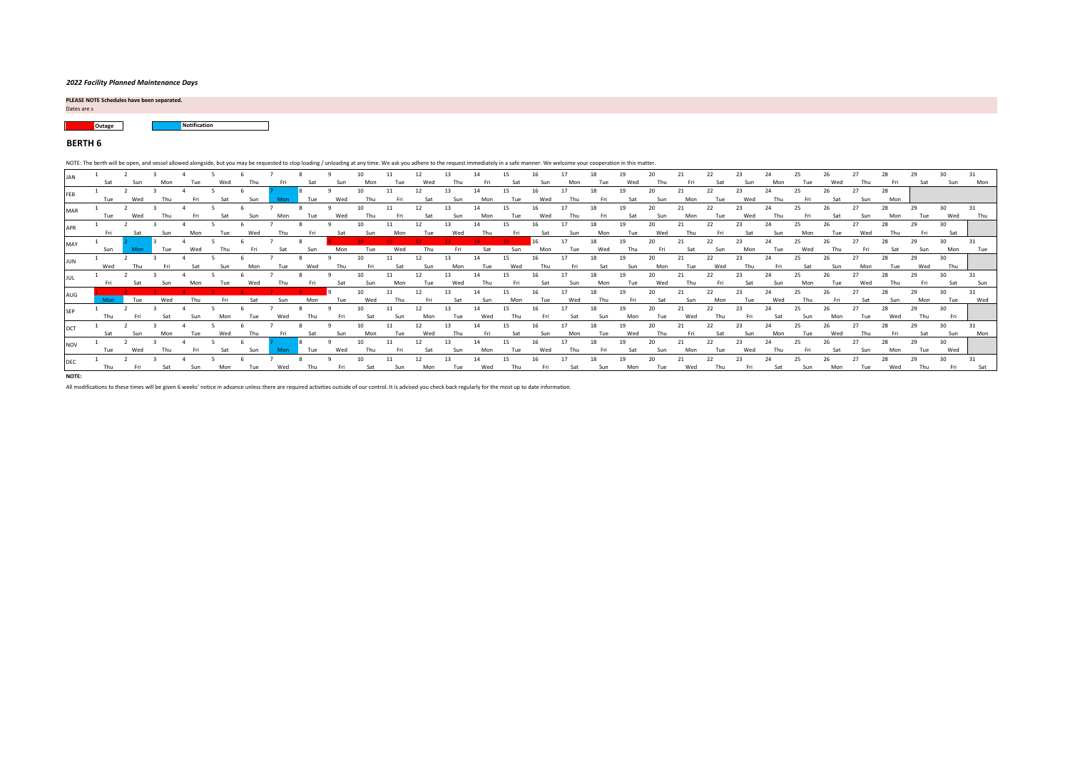*2022 Facility Planned Maintenance Days*

**PLEASE NOTE Schedules have been separated.**

Dates are s

**Outage** | **Notification**

## BERTH 6

NOTE: The berth will be open, and vessel allowed alongside, but you may be requested to stop loading / unloading at any time. We ask you adhere to the request immediately in a safe manner. We welcome your cooperation in this matter.

| | 1 | 2 | 3 | 4 | 5 | 6 | 7 | 8 | 9 | 10 | 11 | 12 | 13 | 14 | 15 | 16 | 17 | 18 | 19 | 20 | 21 | 22 | 23 | 24 | 25 | 26 | 27 | 28 | 29 | 30 | 31 |
|---|---|---|---|---|---|---|---|---|---|---|---|---|---|---|---|---|---|---|---|---|---|---|---|---|---|---|---|---|---|---|---|
| JAN | Sat | Sun | Mon | Tue | Wed | Thu | Fri | Sat | Sun | Mon | Tue | Wed | Thu | Fri | Sat | Sun | Mon | Tue | Wed | Thu | Fri | Sat | Sun | Mon | Tue | Wed | Thu | Fri | Sat | Sun | Mon |
| FEB | Tue | Wed | Thu | Fri | Sat | Sun | Mon | Tue | Wed | Thu | Fri | Sat | Sun | Mon | Tue | Wed | Thu | Fri | Sat | Sun | Mon | Tue | Wed | Thu | Fri | Sat | Sun | Mon | | | |
| MAR | Tue | Wed | Thu | Fri | Sat | Sun | Mon | Tue | Wed | Thu | Fri | Sat | Sun | Mon | Tue | Wed | Thu | Fri | Sat | Sun | Mon | Tue | Wed | Thu | Fri | Sat | Sun | Mon | Tue | Wed | Thu |
| APR | Fri | Sat | Sun | Mon | Tue | Wed | Thu | Fri | Sat | Sun | Mon | Tue | Wed | Thu | Fri | Sat | Sun | Mon | Tue | Wed | Thu | Fri | Sat | Sun | Mon | Tue | Wed | Thu | Fri | Sat | |
| MAY | Sun | Mon | Tue | Wed | Thu | Fri | Sat | Sun | Mon | Tue | Wed | Thu | Fri | Sat | Sun | Mon | Tue | Wed | Thu | Fri | Sat | Sun | Mon | Tue | Wed | Thu | Fri | Sat | Sun | Mon | Tue |
| JUN | Wed | Thu | Fri | Sat | Sun | Mon | Tue | Wed | Thu | Fri | Sat | Sun | Mon | Tue | Wed | Thu | Fri | Sat | Sun | Mon | Tue | Wed | Thu | Fri | Sat | Sun | Mon | Tue | Wed | Thu | |
| JUL | Fri | Sat | Sun | Mon | Tue | Wed | Thu | Fri | Sat | Sun | Mon | Tue | Wed | Thu | Fri | Sat | Sun | Mon | Tue | Wed | Thu | Fri | Sat | Sun | Mon | Tue | Wed | Thu | Fri | Sat | Sun |
| AUG | Mon | Tue | Wed | Thu | Fri | Sat | Sun | Mon | Tue | Wed | Thu | Fri | Sat | Sun | Mon | Tue | Wed | Thu | Fri | Sat | Sun | Mon | Tue | Wed | Thu | Fri | Sat | Sun | Mon | Tue | Wed |
| SEP | Thu | Fri | Sat | Sun | Mon | Tue | Wed | Thu | Fri | Sat | Sun | Mon | Tue | Wed | Thu | Fri | Sat | Sun | Mon | Tue | Wed | Thu | Fri | Sat | Sun | Mon | Tue | Wed | Thu | Fri | |
| OCT | Sat | Sun | Mon | Tue | Wed | Thu | Fri | Sat | Sun | Mon | Tue | Wed | Thu | Fri | Sat | Sun | Mon | Tue | Wed | Thu | Fri | Sat | Sun | Mon | Tue | Wed | Thu | Fri | Sat | Sun | Mon |
| NOV | Tue | Wed | Thu | Fri | Sat | Sun | Mon | Tue | Wed | Thu | Fri | Sat | Sun | Mon | Tue | Wed | Thu | Fri | Sat | Sun | Mon | Tue | Wed | Thu | Fri | Sat | Sun | Mon | Tue | Wed | |
| DEC | Thu | Fri | Sat | Sun | Mon | Tue | Wed | Thu | Fri | Sat | Sun | Mon | Tue | Wed | Thu | Fri | Sat | Sun | Mon | Tue | Wed | Thu | Fri | Sat | Sun | Mon | Tue | Wed | Thu | Fri | Sat |

**NOTE:**

All modifications to these times will be given 6 weeks' notice in advance unless there are required activities outside of our control. It is advised you check back regularly for the most up to date information.